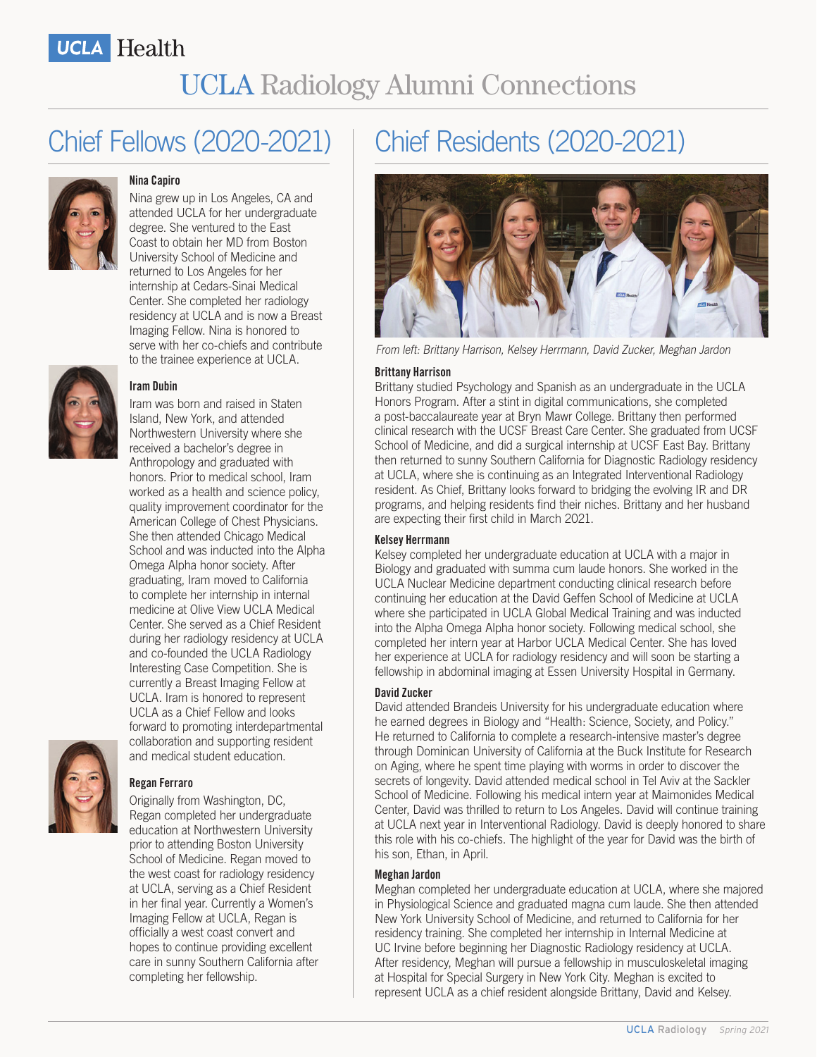UCLA Health

# UCLA Radiology Alumni Connections

## Chief Fellows (2020-2021)

**Nina Capiro**

Nina grew up in Los Angeles, CA and attended UCLA for her undergraduate degree. She ventured to the East Coast to obtain her MD from Boston University School of Medicine and returned to Los Angeles for her internship at Cedars-Sinai Medical Center. She completed her radiology residency at UCLA and is now a Breast Imaging Fellow. Nina is honored to serve with her co-chiefs and contribute to the trainee experience at UCLA.

**Iram Dubin**

Iram was born and raised in Staten Island, New York, and attended Northwestern University where she received a bachelor's degree in Anthropology and graduated with honors. Prior to medical school, Iram worked as a health and science policy, quality improvement coordinator for the American College of Chest Physicians. She then attended Chicago Medical School and was inducted into the Alpha Omega Alpha honor society. After graduating, Iram moved to California to complete her internship in internal medicine at Olive View UCLA Medical Center. She served as a Chief Resident during her radiology residency at UCLA and co-founded the UCLA Radiology Interesting Case Competition. She is currently a Breast Imaging Fellow at UCLA. Iram is honored to represent UCLA as a Chief Fellow and looks forward to promoting interdepartmental collaboration and supporting resident and medical student education.

**Regan Ferraro**

Originally from Washington, DC, Regan completed her undergraduate education at Northwestern University prior to attending Boston University School of Medicine. Regan moved to the west coast for radiology residency at UCLA, serving as a Chief Resident in her final year. Currently a Women's Imaging Fellow at UCLA, Regan is officially a west coast convert and hopes to continue providing excellent care in sunny Southern California after completing her fellowship.

## Chief Residents (2020-2021)

*From left: Brittany Harrison, Kelsey Herrmann, David Zucker, Meghan Jardon*

**Brittany Harrison**

Brittany studied Psychology and Spanish as an undergraduate in the UCLA Honors Program. After a stint in digital communications, she completed a post-baccalaureate year at Bryn Mawr College. Brittany then performed clinical research with the UCSF Breast Care Center. She graduated from UCSF School of Medicine, and did a surgical internship at UCSF East Bay. Brittany then returned to sunny Southern California for Diagnostic Radiology residency at UCLA, where she is continuing as an Integrated Interventional Radiology resident. As Chief, Brittany looks forward to bridging the evolving IR and DR programs, and helping residents find their niches. Brittany and her husband are expecting their first child in March 2021.

**Kelsey Herrmann**

Kelsey completed her undergraduate education at UCLA with a major in Biology and graduated with summa cum laude honors. She worked in the UCLA Nuclear Medicine department conducting clinical research before continuing her education at the David Geffen School of Medicine at UCLA where she participated in UCLA Global Medical Training and was inducted into the Alpha Omega Alpha honor society. Following medical school, she completed her intern year at Harbor UCLA Medical Center. She has loved her experience at UCLA for radiology residency and will soon be starting a fellowship in abdominal imaging at Essen University Hospital in Germany.

**David Zucker**

David attended Brandeis University for his undergraduate education where he earned degrees in Biology and "Health: Science, Society, and Policy." He returned to California to complete a research-intensive master's degree through Dominican University of California at the Buck Institute for Research on Aging, where he spent time playing with worms in order to discover the secrets of longevity. David attended medical school in Tel Aviv at the Sackler School of Medicine. Following his medical intern year at Maimonides Medical Center, David was thrilled to return to Los Angeles. David will continue training at UCLA next year in Interventional Radiology. David is deeply honored to share this role with his co-chiefs. The highlight of the year for David was the birth of his son, Ethan, in April.

**Meghan Jardon**

Meghan completed her undergraduate education at UCLA, where she majored in Physiological Science and graduated magna cum laude. She then attended New York University School of Medicine, and returned to California for her residency training. She completed her internship in Internal Medicine at UC Irvine before beginning her Diagnostic Radiology residency at UCLA. After residency, Meghan will pursue a fellowship in musculoskeletal imaging at Hospital for Special Surgery in New York City. Meghan is excited to represent UCLA as a chief resident alongside Brittany, David and Kelsey.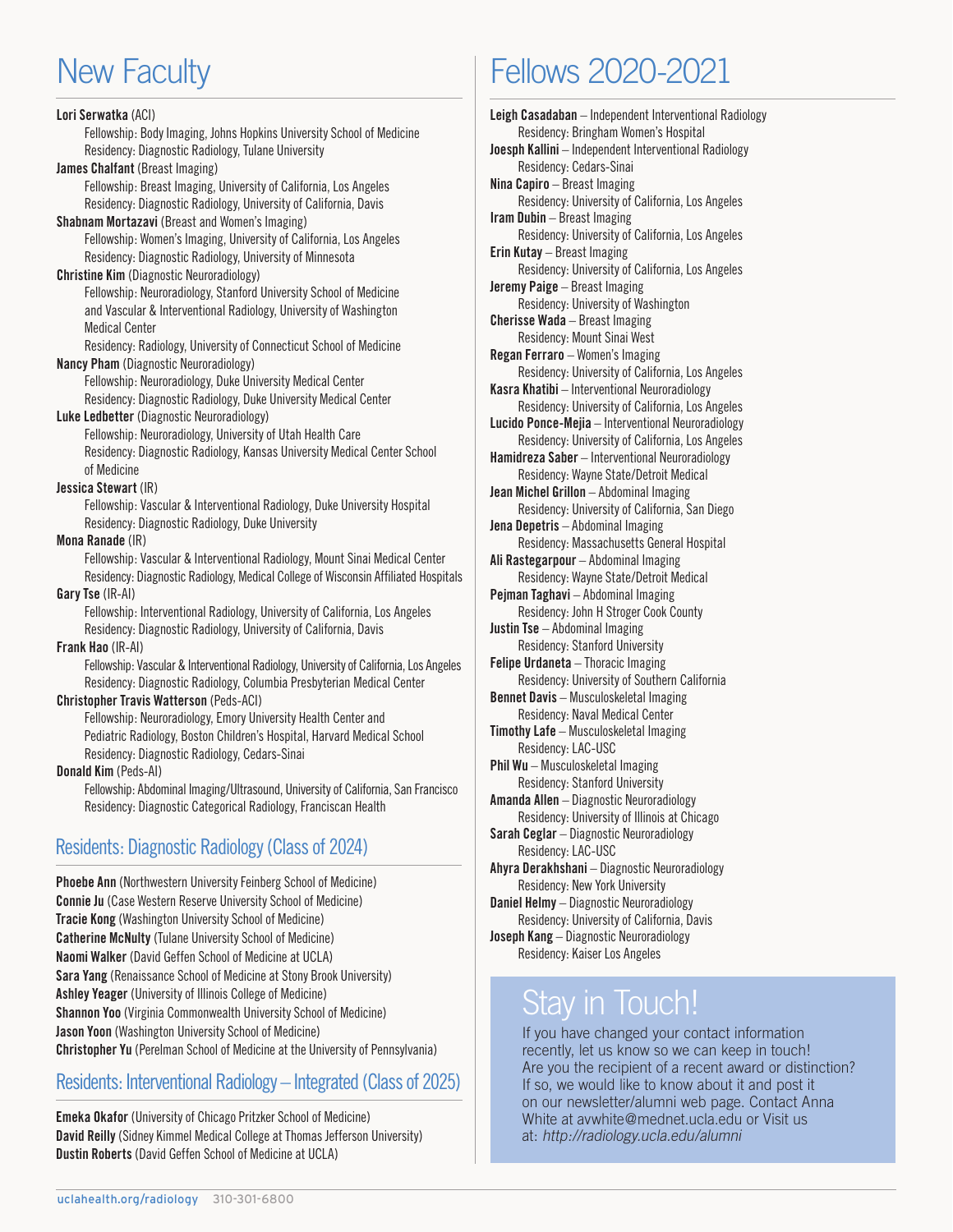# New Faculty

**Lori Serwatka** (ACI)
Fellowship: Body Imaging, Johns Hopkins University School of Medicine
Residency: Diagnostic Radiology, Tulane University

**James Chalfant** (Breast Imaging)
Fellowship: Breast Imaging, University of California, Los Angeles
Residency: Diagnostic Radiology, University of California, Davis

**Shabnam Mortazavi** (Breast and Women's Imaging)
Fellowship: Women's Imaging, University of California, Los Angeles
Residency: Diagnostic Radiology, University of Minnesota

**Christine Kim** (Diagnostic Neuroradiology)
Fellowship: Neuroradiology, Stanford University School of Medicine and Vascular & Interventional Radiology, University of Washington Medical Center
Residency: Radiology, University of Connecticut School of Medicine

**Nancy Pham** (Diagnostic Neuroradiology)
Fellowship: Neuroradiology, Duke University Medical Center
Residency: Diagnostic Radiology, Duke University Medical Center

**Luke Ledbetter** (Diagnostic Neuroradiology)
Fellowship: Neuroradiology, University of Utah Health Care
Residency: Diagnostic Radiology, Kansas University Medical Center School of Medicine

**Jessica Stewart** (IR)
Fellowship: Vascular & Interventional Radiology, Duke University Hospital
Residency: Diagnostic Radiology, Duke University

**Mona Ranade** (IR)
Fellowship: Vascular & Interventional Radiology, Mount Sinai Medical Center
Residency: Diagnostic Radiology, Medical College of Wisconsin Affiliated Hospitals

**Gary Tse** (IR-AI)
Fellowship: Interventional Radiology, University of California, Los Angeles
Residency: Diagnostic Radiology, University of California, Davis

**Frank Hao** (IR-AI)
Fellowship: Vascular & Interventional Radiology, University of California, Los Angeles
Residency: Diagnostic Radiology, Columbia Presbyterian Medical Center

**Christopher Travis Watterson** (Peds-ACI)
Fellowship: Neuroradiology, Emory University Health Center and Pediatric Radiology, Boston Children's Hospital, Harvard Medical School
Residency: Diagnostic Radiology, Cedars-Sinai

**Donald Kim** (Peds-AI)
Fellowship: Abdominal Imaging/Ultrasound, University of California, San Francisco
Residency: Diagnostic Categorical Radiology, Franciscan Health

## Residents: Diagnostic Radiology (Class of 2024)

**Phoebe Ann** (Northwestern University Feinberg School of Medicine)
**Connie Ju** (Case Western Reserve University School of Medicine)
**Tracie Kong** (Washington University School of Medicine)
**Catherine McNulty** (Tulane University School of Medicine)
**Naomi Walker** (David Geffen School of Medicine at UCLA)
**Sara Yang** (Renaissance School of Medicine at Stony Brook University)
**Ashley Yeager** (University of Illinois College of Medicine)
**Shannon Yoo** (Virginia Commonwealth University School of Medicine)
**Jason Yoon** (Washington University School of Medicine)
**Christopher Yu** (Perelman School of Medicine at the University of Pennsylvania)

## Residents: Interventional Radiology – Integrated (Class of 2025)

**Emeka Okafor** (University of Chicago Pritzker School of Medicine)
**David Reilly** (Sidney Kimmel Medical College at Thomas Jefferson University)
**Dustin Roberts** (David Geffen School of Medicine at UCLA)

# Fellows 2020-2021

**Leigh Casadaban** – Independent Interventional Radiology
Residency: Bringham Women's Hospital

**Joesph Kallini** – Independent Interventional Radiology
Residency: Cedars-Sinai

**Nina Capiro** – Breast Imaging
Residency: University of California, Los Angeles

**Iram Dubin** – Breast Imaging
Residency: University of California, Los Angeles

**Erin Kutay** – Breast Imaging
Residency: University of California, Los Angeles

**Jeremy Paige** – Breast Imaging
Residency: University of Washington

**Cherisse Wada** – Breast Imaging
Residency: Mount Sinai West

**Regan Ferraro** – Women's Imaging
Residency: University of California, Los Angeles

**Kasra Khatibi** – Interventional Neuroradiology
Residency: University of California, Los Angeles

**Lucido Ponce-Mejia** – Interventional Neuroradiology
Residency: University of California, Los Angeles

**Hamidreza Saber** – Interventional Neuroradiology
Residency: Wayne State/Detroit Medical

**Jean Michel Grillon** – Abdominal Imaging
Residency: University of California, San Diego

**Jena Depetris** – Abdominal Imaging
Residency: Massachusetts General Hospital

**Ali Rastegarpour** – Abdominal Imaging
Residency: Wayne State/Detroit Medical

**Pejman Taghavi** – Abdominal Imaging
Residency: John H Stroger Cook County

**Justin Tse** – Abdominal Imaging
Residency: Stanford University

**Felipe Urdaneta** – Thoracic Imaging
Residency: University of Southern California

**Bennet Davis** – Musculoskeletal Imaging
Residency: Naval Medical Center

**Timothy Lafe** – Musculoskeletal Imaging
Residency: LAC-USC

**Phil Wu** – Musculoskeletal Imaging
Residency: Stanford University

**Amanda Allen** – Diagnostic Neuroradiology
Residency: University of Illinois at Chicago

**Sarah Ceglar** – Diagnostic Neuroradiology
Residency: LAC-USC

**Ahyra Derakhshani** – Diagnostic Neuroradiology
Residency: New York University

**Daniel Helmy** – Diagnostic Neuroradiology
Residency: University of California, Davis

**Joseph Kang** – Diagnostic Neuroradiology
Residency: Kaiser Los Angeles

# Stay in Touch!

If you have changed your contact information recently, let us know so we can keep in touch! Are you the recipient of a recent award or distinction? If so, we would like to know about it and post it on our newsletter/alumni web page. Contact Anna White at avwhite@mednet.ucla.edu or Visit us at: *http://radiology.ucla.edu/alumni*

uclahealth.org/radiology 310-301-6800